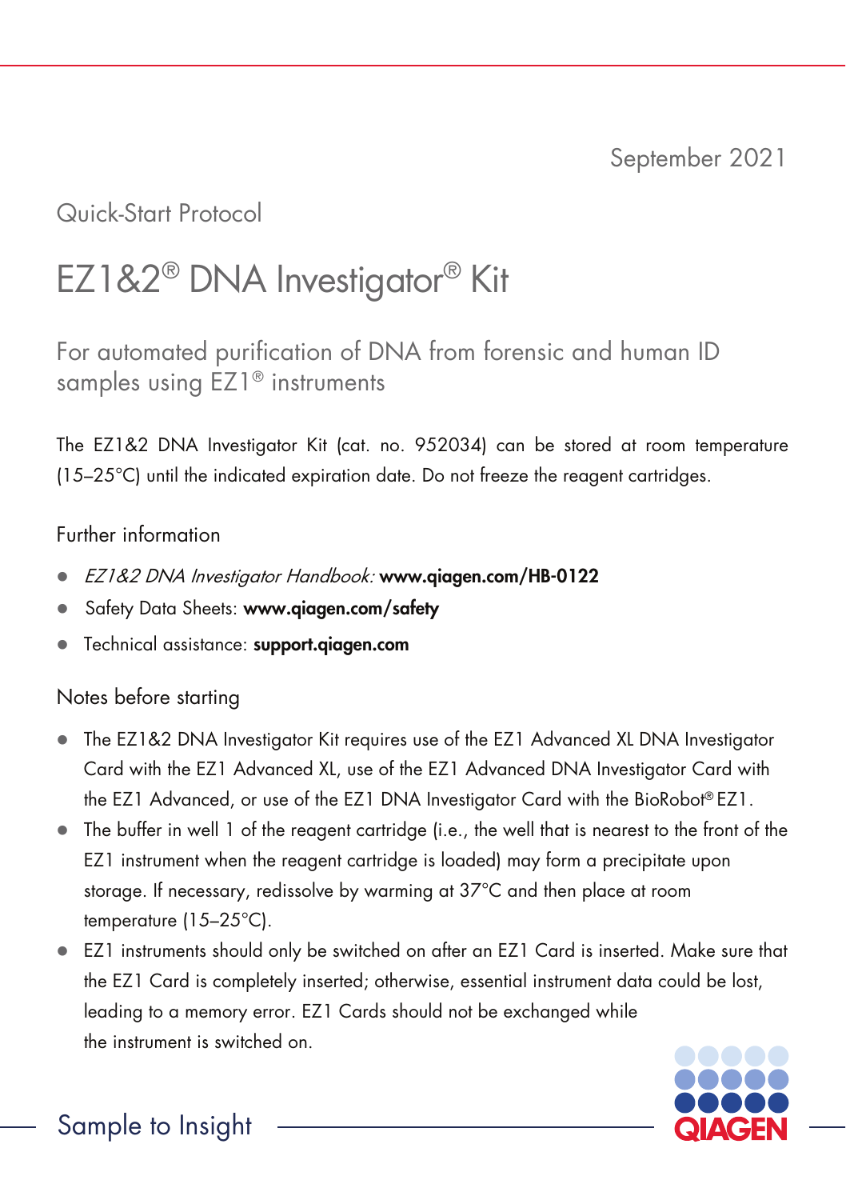September 2021

Quick-Start Protocol

# EZ1&2® DNA Investigator® Kit

## For automated purification of DNA from forensic and human ID samples using EZ1® instruments

The EZ1&2 DNA Investigator Kit (cat. no. 952034) can be stored at room temperature (15–25°C) until the indicated expiration date. Do not freeze the reagent cartridges.

### Further information

- *EZ1&2 DNA Investigator Handbook:* **www.qiagen.com/HB-0122**
- Safety Data Sheets: **www.qiagen.com/safety**
- Technical assistance: **support.qiagen.com**

### Notes before starting

- The EZ1&2 DNA Investigator Kit requires use of the EZ1 Advanced XL DNA Investigator Card with the EZ1 Advanced XL, use of the EZ1 Advanced DNA Investigator Card with the EZ1 Advanced, or use of the EZ1 DNA Investigator Card with the BioRobot® EZ1.
- The buffer in well 1 of the reagent cartridge (i.e., the well that is nearest to the front of the EZ1 instrument when the reagent cartridge is loaded) may form a precipitate upon storage. If necessary, redissolve by warming at 37°C and then place at room temperature (15–25°C).
- EZ1 instruments should only be switched on after an EZ1 Card is inserted. Make sure that the EZ1 Card is completely inserted; otherwise, essential instrument data could be lost, leading to a memory error. EZ1 Cards should not be exchanged while the instrument is switched on.

Sample to Insight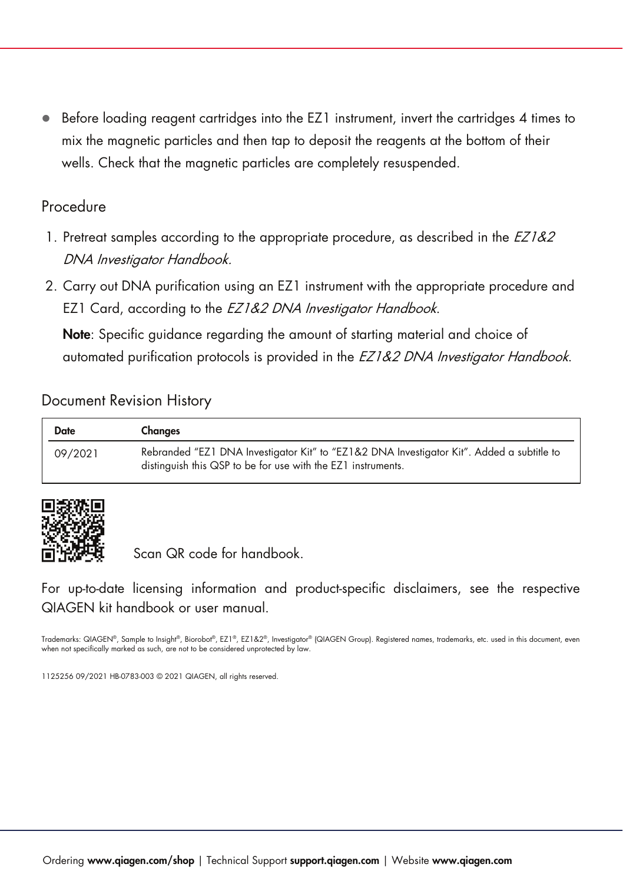- Before loading reagent cartridges into the EZ1 instrument, invert the cartridges 4 times to mix the magnetic particles and then tap to deposit the reagents at the bottom of their wells. Check that the magnetic particles are completely resuspended.

## Procedure

1. Pretreat samples according to the appropriate procedure, as described in the *EZ1&2 DNA Investigator Handbook*.
2. Carry out DNA purification using an EZ1 instrument with the appropriate procedure and EZ1 Card, according to the *EZ1&2 DNA Investigator Handbook*.

   **Note**: Specific guidance regarding the amount of starting material and choice of automated purification protocols is provided in the *EZ1&2 DNA Investigator Handbook*.

## Document Revision History

| Date | Changes |
|---|---|
| 09/2021 | Rebranded "EZ1 DNA Investigator Kit" to "EZ1&2 DNA Investigator Kit". Added a subtitle to distinguish this QSP to be for use with the EZ1 instruments. |

Scan QR code for handbook.

For up-to-date licensing information and product-specific disclaimers, see the respective QIAGEN kit handbook or user manual.

Trademarks: QIAGEN®, Sample to Insight®, Biorobot®, EZ1®, EZ1&2®, Investigator® (QIAGEN Group). Registered names, trademarks, etc. used in this document, even when not specifically marked as such, are not to be considered unprotected by law.

1125256 09/2021 HB-0783-003 © 2021 QIAGEN, all rights reserved.

Ordering **www.qiagen.com/shop** | Technical Support **support.qiagen.com** | Website **www.qiagen.com**